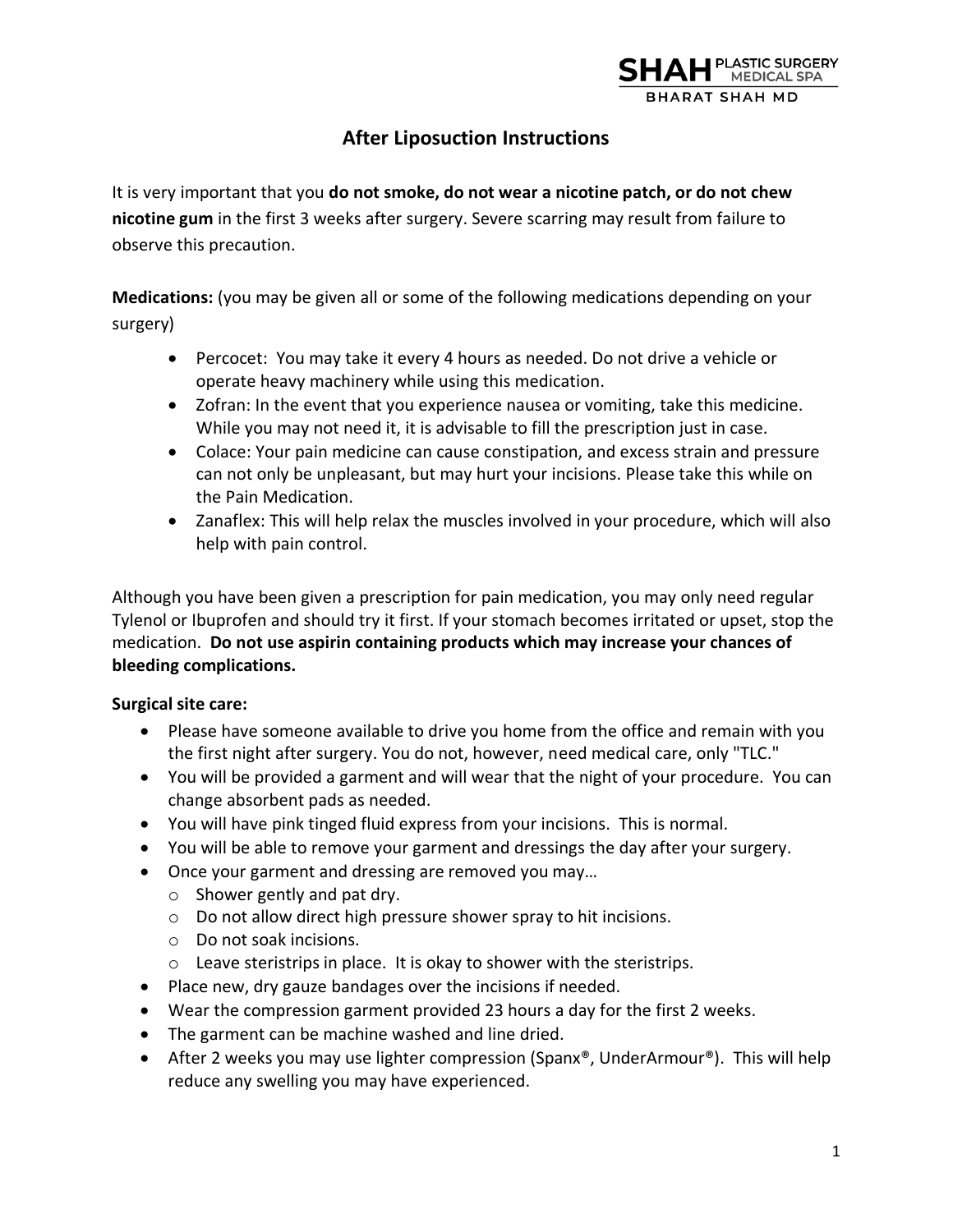SHAH PLASTIC SURGERY MEDICAL SPA
BHARAT SHAH MD

# After Liposuction Instructions

It is very important that you **do not smoke, do not wear a nicotine patch, or do not chew nicotine gum** in the first 3 weeks after surgery. Severe scarring may result from failure to observe this precaution.

**Medications:** (you may be given all or some of the following medications depending on your surgery)

- Percocet: You may take it every 4 hours as needed. Do not drive a vehicle or operate heavy machinery while using this medication.
- Zofran: In the event that you experience nausea or vomiting, take this medicine. While you may not need it, it is advisable to fill the prescription just in case.
- Colace: Your pain medicine can cause constipation, and excess strain and pressure can not only be unpleasant, but may hurt your incisions. Please take this while on the Pain Medication.
- Zanaflex: This will help relax the muscles involved in your procedure, which will also help with pain control.

Although you have been given a prescription for pain medication, you may only need regular Tylenol or Ibuprofen and should try it first. If your stomach becomes irritated or upset, stop the medication. **Do not use aspirin containing products which may increase your chances of bleeding complications.**

**Surgical site care:**

- Please have someone available to drive you home from the office and remain with you the first night after surgery. You do not, however, need medical care, only "TLC."
- You will be provided a garment and will wear that the night of your procedure. You can change absorbent pads as needed.
- You will have pink tinged fluid express from your incisions. This is normal.
- You will be able to remove your garment and dressings the day after your surgery.
- Once your garment and dressing are removed you may…
  - Shower gently and pat dry.
  - Do not allow direct high pressure shower spray to hit incisions.
  - Do not soak incisions.
  - Leave steristrips in place. It is okay to shower with the steristrips.
- Place new, dry gauze bandages over the incisions if needed.
- Wear the compression garment provided 23 hours a day for the first 2 weeks.
- The garment can be machine washed and line dried.
- After 2 weeks you may use lighter compression (Spanx®, UnderArmour®). This will help reduce any swelling you may have experienced.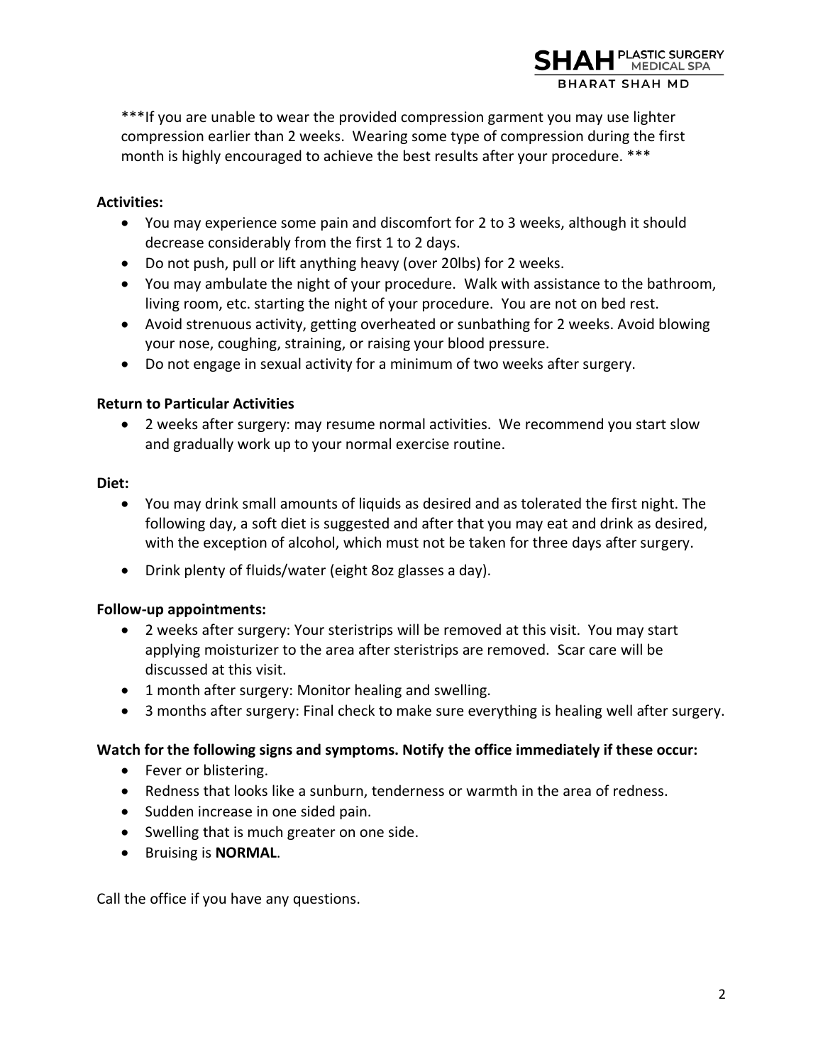***If you are unable to wear the provided compression garment you may use lighter compression earlier than 2 weeks. Wearing some type of compression during the first month is highly encouraged to achieve the best results after your procedure. ***

**Activities:**

- You may experience some pain and discomfort for 2 to 3 weeks, although it should decrease considerably from the first 1 to 2 days.
- Do not push, pull or lift anything heavy (over 20lbs) for 2 weeks.
- You may ambulate the night of your procedure. Walk with assistance to the bathroom, living room, etc. starting the night of your procedure. You are not on bed rest.
- Avoid strenuous activity, getting overheated or sunbathing for 2 weeks. Avoid blowing your nose, coughing, straining, or raising your blood pressure.
- Do not engage in sexual activity for a minimum of two weeks after surgery.

**Return to Particular Activities**

- 2 weeks after surgery: may resume normal activities. We recommend you start slow and gradually work up to your normal exercise routine.

**Diet:**

- You may drink small amounts of liquids as desired and as tolerated the first night. The following day, a soft diet is suggested and after that you may eat and drink as desired, with the exception of alcohol, which must not be taken for three days after surgery.
- Drink plenty of fluids/water (eight 8oz glasses a day).

**Follow-up appointments:**

- 2 weeks after surgery: Your steristrips will be removed at this visit. You may start applying moisturizer to the area after steristrips are removed. Scar care will be discussed at this visit.
- 1 month after surgery: Monitor healing and swelling.
- 3 months after surgery: Final check to make sure everything is healing well after surgery.

**Watch for the following signs and symptoms. Notify the office immediately if these occur:**

- Fever or blistering.
- Redness that looks like a sunburn, tenderness or warmth in the area of redness.
- Sudden increase in one sided pain.
- Swelling that is much greater on one side.
- Bruising is **NORMAL**.

Call the office if you have any questions.